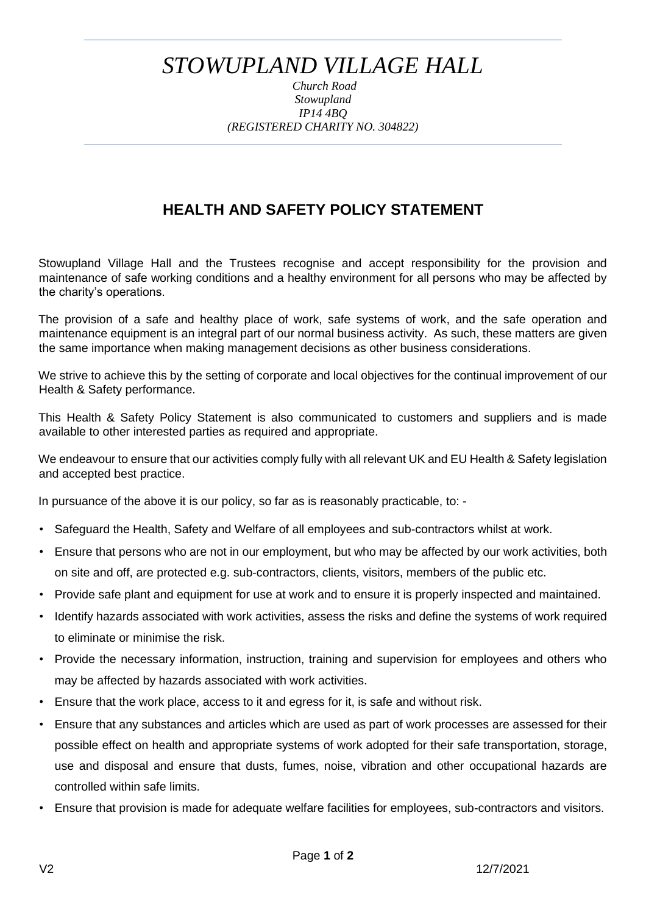# *STOWUPLAND VILLAGE HALL*

*Church Road*
*Stowupland*
*IP14 4BQ*
*(REGISTERED CHARITY NO. 304822)*

## HEALTH AND SAFETY POLICY STATEMENT

Stowupland Village Hall and the Trustees recognise and accept responsibility for the provision and maintenance of safe working conditions and a healthy environment for all persons who may be affected by the charity's operations.

The provision of a safe and healthy place of work, safe systems of work, and the safe operation and maintenance equipment is an integral part of our normal business activity. As such, these matters are given the same importance when making management decisions as other business considerations.

We strive to achieve this by the setting of corporate and local objectives for the continual improvement of our Health & Safety performance.

This Health & Safety Policy Statement is also communicated to customers and suppliers and is made available to other interested parties as required and appropriate.

We endeavour to ensure that our activities comply fully with all relevant UK and EU Health & Safety legislation and accepted best practice.

In pursuance of the above it is our policy, so far as is reasonably practicable, to: -

- Safeguard the Health, Safety and Welfare of all employees and sub-contractors whilst at work.
- Ensure that persons who are not in our employment, but who may be affected by our work activities, both on site and off, are protected e.g. sub-contractors, clients, visitors, members of the public etc.
- Provide safe plant and equipment for use at work and to ensure it is properly inspected and maintained.
- Identify hazards associated with work activities, assess the risks and define the systems of work required to eliminate or minimise the risk.
- Provide the necessary information, instruction, training and supervision for employees and others who may be affected by hazards associated with work activities.
- Ensure that the work place, access to it and egress for it, is safe and without risk.
- Ensure that any substances and articles which are used as part of work processes are assessed for their possible effect on health and appropriate systems of work adopted for their safe transportation, storage, use and disposal and ensure that dusts, fumes, noise, vibration and other occupational hazards are controlled within safe limits.
- Ensure that provision is made for adequate welfare facilities for employees, sub-contractors and visitors.

V2 12/7/2021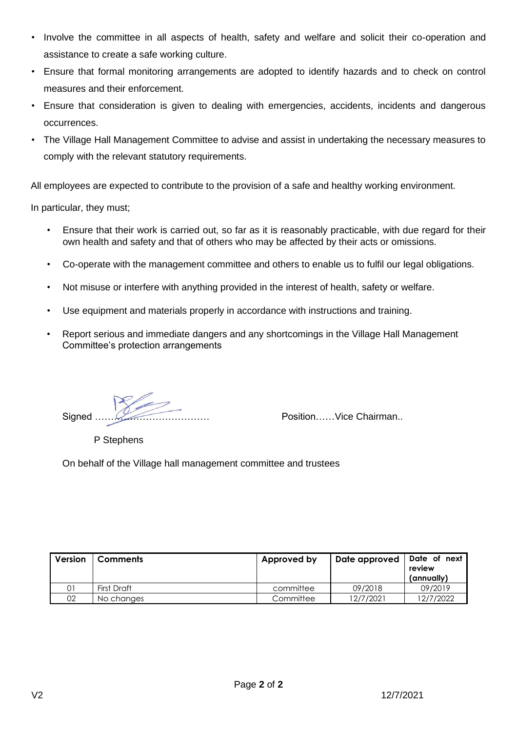- Involve the committee in all aspects of health, safety and welfare and solicit their co-operation and assistance to create a safe working culture.
- Ensure that formal monitoring arrangements are adopted to identify hazards and to check on control measures and their enforcement.
- Ensure that consideration is given to dealing with emergencies, accidents, incidents and dangerous occurrences.
- The Village Hall Management Committee to advise and assist in undertaking the necessary measures to comply with the relevant statutory requirements.

All employees are expected to contribute to the provision of a safe and healthy working environment.

In particular, they must;

- Ensure that their work is carried out, so far as it is reasonably practicable, with due regard for their own health and safety and that of others who may be affected by their acts or omissions.
- Co-operate with the management committee and others to enable us to fulfil our legal obligations.
- Not misuse or interfere with anything provided in the interest of health, safety or welfare.
- Use equipment and materials properly in accordance with instructions and training.
- Report serious and immediate dangers and any shortcomings in the Village Hall Management Committee's protection arrangements

Signed ………………………………… Position……Vice Chairman..

P Stephens

On behalf of the Village hall management committee and trustees

| Version | Comments | Approved by | Date approved | Date of next review (annually) |
|---|---|---|---|---|
| 01 | First Draft | committee | 09/2018 | 09/2019 |
| 02 | No changes | Committee | 12/7/2021 | 12/7/2022 |

V2 12/7/2021